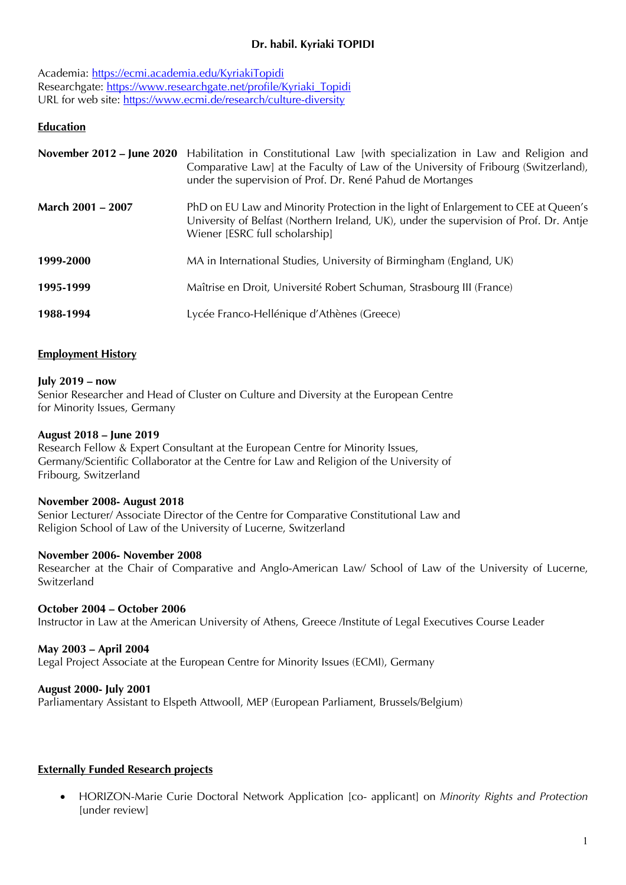# Dr. habil. Kyriaki TOPIDI

Academia: https://ecmi.academia.edu/KyriakiTopidi
Researchgate: https://www.researchgate.net/profile/Kyriaki_Topidi
URL for web site: https://www.ecmi.de/research/culture-diversity

## Education

| | |
|---|---|
| **November 2012 – June 2020** | Habilitation in Constitutional Law [with specialization in Law and Religion and Comparative Law] at the Faculty of Law of the University of Fribourg (Switzerland), under the supervision of Prof. Dr. René Pahud de Mortanges |
| **March 2001 – 2007** | PhD on EU Law and Minority Protection in the light of Enlargement to CEE at Queen's University of Belfast (Northern Ireland, UK), under the supervision of Prof. Dr. Antje Wiener [ESRC full scholarship] |
| **1999-2000** | MA in International Studies, University of Birmingham (England, UK) |
| **1995-1999** | Maîtrise en Droit, Université Robert Schuman, Strasbourg III (France) |
| **1988-1994** | Lycée Franco-Hellénique d'Athènes (Greece) |

## Employment History

**July 2019 – now**
Senior Researcher and Head of Cluster on Culture and Diversity at the European Centre for Minority Issues, Germany

**August 2018 – June 2019**
Research Fellow & Expert Consultant at the European Centre for Minority Issues, Germany/Scientific Collaborator at the Centre for Law and Religion of the University of Fribourg, Switzerland

**November 2008- August 2018**
Senior Lecturer/ Associate Director of the Centre for Comparative Constitutional Law and Religion School of Law of the University of Lucerne, Switzerland

**November 2006- November 2008**
Researcher at the Chair of Comparative and Anglo-American Law/ School of Law of the University of Lucerne, Switzerland

**October 2004 – October 2006**
Instructor in Law at the American University of Athens, Greece /Institute of Legal Executives Course Leader

**May 2003 – April 2004**
Legal Project Associate at the European Centre for Minority Issues (ECMI), Germany

**August 2000- July 2001**
Parliamentary Assistant to Elspeth Attwooll, MEP (European Parliament, Brussels/Belgium)

## Externally Funded Research projects

- HORIZON-Marie Curie Doctoral Network Application [co- applicant] on *Minority Rights and Protection* [under review]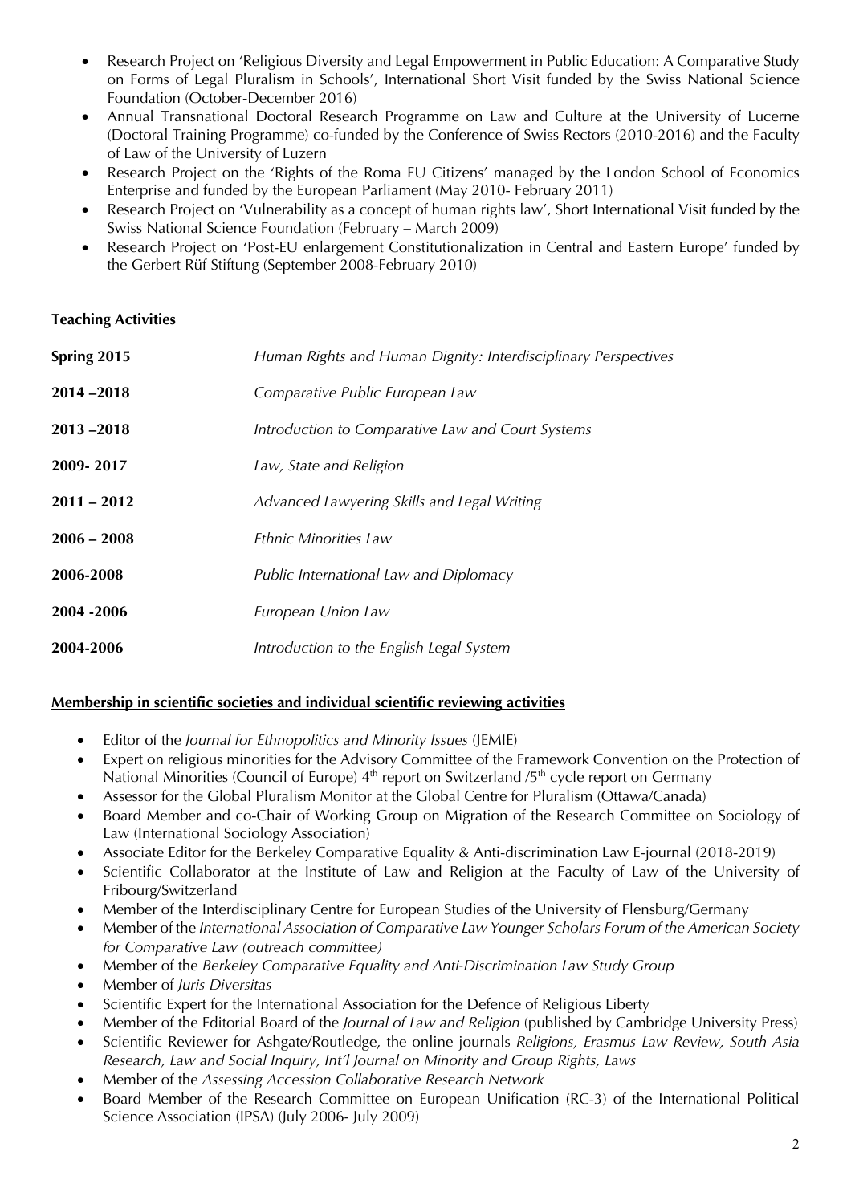- Research Project on 'Religious Diversity and Legal Empowerment in Public Education: A Comparative Study on Forms of Legal Pluralism in Schools', International Short Visit funded by the Swiss National Science Foundation (October-December 2016)
- Annual Transnational Doctoral Research Programme on Law and Culture at the University of Lucerne (Doctoral Training Programme) co-funded by the Conference of Swiss Rectors (2010-2016) and the Faculty of Law of the University of Luzern
- Research Project on the 'Rights of the Roma EU Citizens' managed by the London School of Economics Enterprise and funded by the European Parliament (May 2010- February 2011)
- Research Project on 'Vulnerability as a concept of human rights law', Short International Visit funded by the Swiss National Science Foundation (February – March 2009)
- Research Project on 'Post-EU enlargement Constitutionalization in Central and Eastern Europe' funded by the Gerbert Rüf Stiftung (September 2008-February 2010)

## Teaching Activities

| | |
|---|---|
| **Spring 2015** | *Human Rights and Human Dignity: Interdisciplinary Perspectives* |
| **2014 –2018** | *Comparative Public European Law* |
| **2013 –2018** | *Introduction to Comparative Law and Court Systems* |
| **2009- 2017** | *Law, State and Religion* |
| **2011 – 2012** | *Advanced Lawyering Skills and Legal Writing* |
| **2006 – 2008** | *Ethnic Minorities Law* |
| **2006-2008** | *Public International Law and Diplomacy* |
| **2004 -2006** | *European Union Law* |
| **2004-2006** | *Introduction to the English Legal System* |

## Membership in scientific societies and individual scientific reviewing activities

- Editor of the *Journal for Ethnopolitics and Minority Issues* (JEMIE)
- Expert on religious minorities for the Advisory Committee of the Framework Convention on the Protection of National Minorities (Council of Europe) 4th report on Switzerland /5th cycle report on Germany
- Assessor for the Global Pluralism Monitor at the Global Centre for Pluralism (Ottawa/Canada)
- Board Member and co-Chair of Working Group on Migration of the Research Committee on Sociology of Law (International Sociology Association)
- Associate Editor for the Berkeley Comparative Equality & Anti-discrimination Law E-journal (2018-2019)
- Scientific Collaborator at the Institute of Law and Religion at the Faculty of Law of the University of Fribourg/Switzerland
- Member of the Interdisciplinary Centre for European Studies of the University of Flensburg/Germany
- Member of the *International Association of Comparative Law Younger Scholars Forum of the American Society for Comparative Law (outreach committee)*
- Member of the *Berkeley Comparative Equality and Anti-Discrimination Law Study Group*
- Member of *Juris Diversitas*
- Scientific Expert for the International Association for the Defence of Religious Liberty
- Member of the Editorial Board of the *Journal of Law and Religion* (published by Cambridge University Press)
- Scientific Reviewer for Ashgate/Routledge, the online journals *Religions, Erasmus Law Review, South Asia Research, Law and Social Inquiry, Int'l Journal on Minority and Group Rights, Laws*
- Member of the *Assessing Accession Collaborative Research Network*
- Board Member of the Research Committee on European Unification (RC-3) of the International Political Science Association (IPSA) (July 2006- July 2009)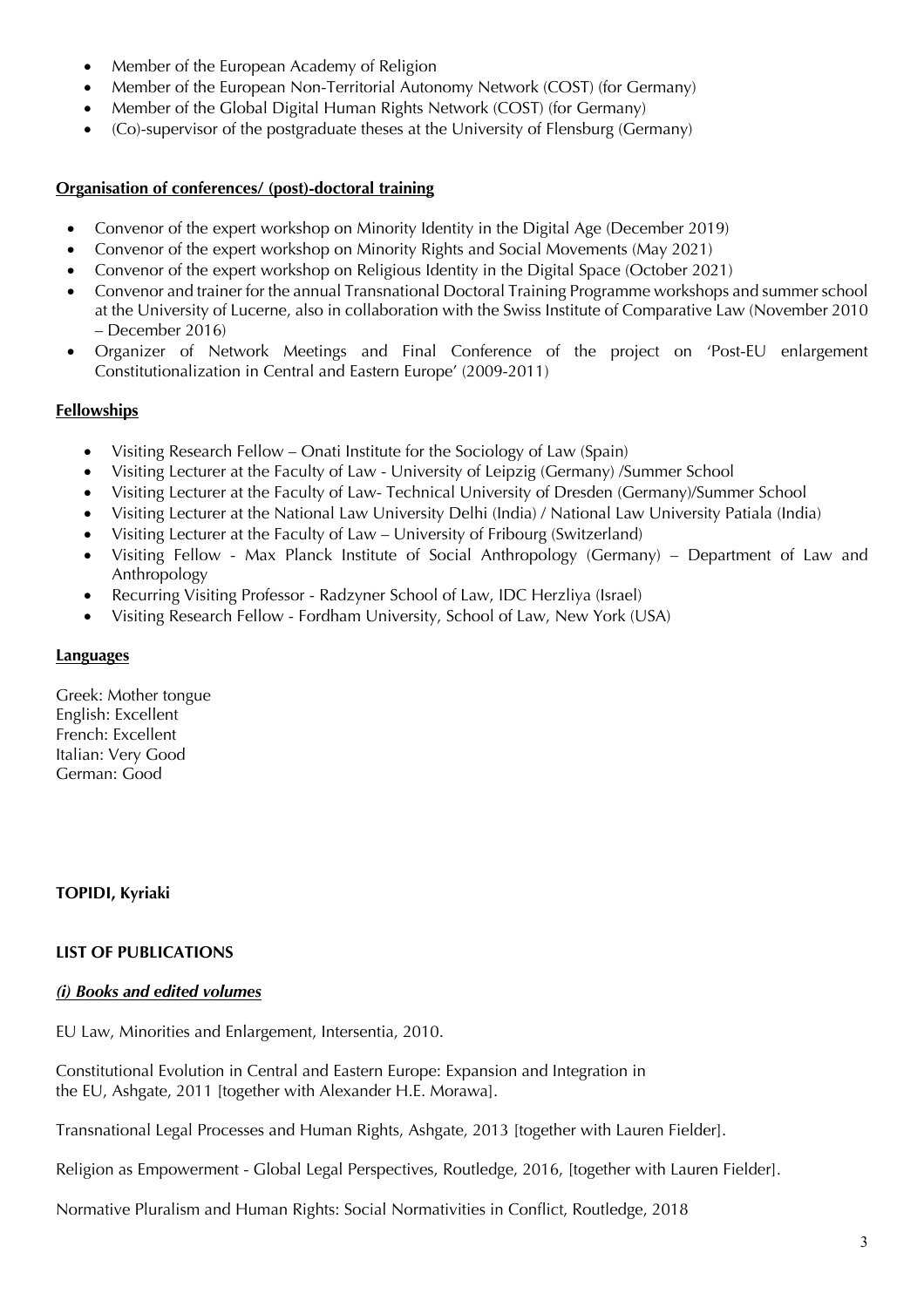- Member of the European Academy of Religion
- Member of the European Non-Territorial Autonomy Network (COST) (for Germany)
- Member of the Global Digital Human Rights Network (COST) (for Germany)
- (Co)-supervisor of the postgraduate theses at the University of Flensburg (Germany)

**Organisation of conferences/ (post)-doctoral training**

- Convenor of the expert workshop on Minority Identity in the Digital Age (December 2019)
- Convenor of the expert workshop on Minority Rights and Social Movements (May 2021)
- Convenor of the expert workshop on Religious Identity in the Digital Space (October 2021)
- Convenor and trainer for the annual Transnational Doctoral Training Programme workshops and summer school at the University of Lucerne, also in collaboration with the Swiss Institute of Comparative Law (November 2010 – December 2016)
- Organizer of Network Meetings and Final Conference of the project on 'Post-EU enlargement Constitutionalization in Central and Eastern Europe' (2009-2011)

**Fellowships**

- Visiting Research Fellow – Onati Institute for the Sociology of Law (Spain)
- Visiting Lecturer at the Faculty of Law - University of Leipzig (Germany) /Summer School
- Visiting Lecturer at the Faculty of Law- Technical University of Dresden (Germany)/Summer School
- Visiting Lecturer at the National Law University Delhi (India) / National Law University Patiala (India)
- Visiting Lecturer at the Faculty of Law – University of Fribourg (Switzerland)
- Visiting Fellow - Max Planck Institute of Social Anthropology (Germany) – Department of Law and Anthropology
- Recurring Visiting Professor - Radzyner School of Law, IDC Herzliya (Israel)
- Visiting Research Fellow - Fordham University, School of Law, New York (USA)

**Languages**

Greek: Mother tongue
English: Excellent
French: Excellent
Italian: Very Good
German: Good

**TOPIDI, Kyriaki**

**LIST OF PUBLICATIONS**

***(i) Books and edited volumes***

EU Law, Minorities and Enlargement, Intersentia, 2010.

Constitutional Evolution in Central and Eastern Europe: Expansion and Integration in the EU, Ashgate, 2011 [together with Alexander H.E. Morawa].

Transnational Legal Processes and Human Rights, Ashgate, 2013 [together with Lauren Fielder].

Religion as Empowerment - Global Legal Perspectives, Routledge, 2016, [together with Lauren Fielder].

Normative Pluralism and Human Rights: Social Normativities in Conflict, Routledge, 2018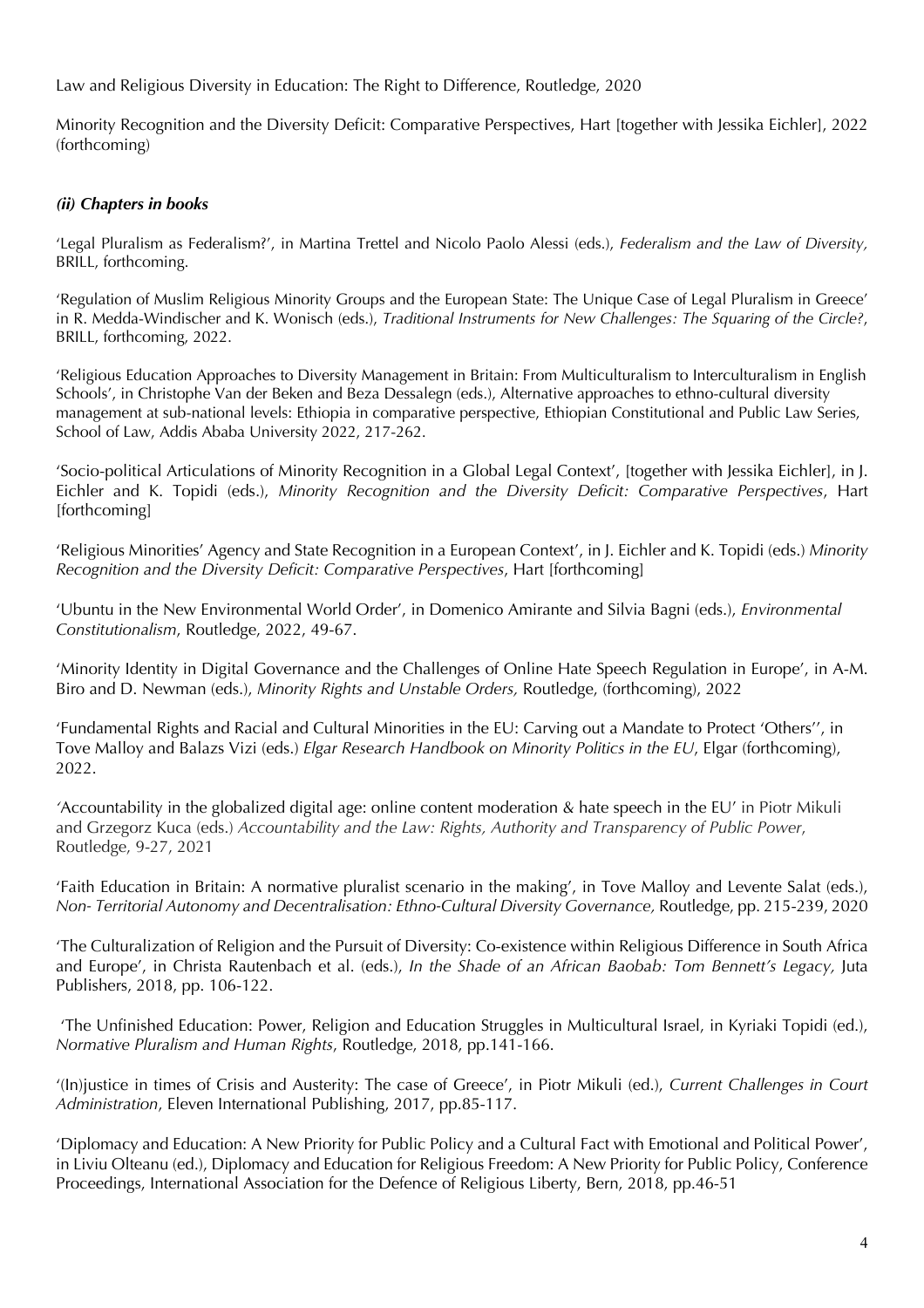Law and Religious Diversity in Education: The Right to Difference, Routledge, 2020

Minority Recognition and the Diversity Deficit: Comparative Perspectives, Hart [together with Jessika Eichler], 2022 (forthcoming)

### *(ii) Chapters in books*

'Legal Pluralism as Federalism?', in Martina Trettel and Nicolo Paolo Alessi (eds.), *Federalism and the Law of Diversity,* BRILL, forthcoming.

'Regulation of Muslim Religious Minority Groups and the European State: The Unique Case of Legal Pluralism in Greece' in R. Medda-Windischer and K. Wonisch (eds.), *Traditional Instruments for New Challenges: The Squaring of the Circle?*, BRILL, forthcoming, 2022.

'Religious Education Approaches to Diversity Management in Britain: From Multiculturalism to Interculturalism in English Schools', in Christophe Van der Beken and Beza Dessalegn (eds.), Alternative approaches to ethno-cultural diversity management at sub-national levels: Ethiopia in comparative perspective, Ethiopian Constitutional and Public Law Series, School of Law, Addis Ababa University 2022, 217-262.

'Socio-political Articulations of Minority Recognition in a Global Legal Context', [together with Jessika Eichler], in J. Eichler and K. Topidi (eds.), *Minority Recognition and the Diversity Deficit: Comparative Perspectives*, Hart [forthcoming]

'Religious Minorities' Agency and State Recognition in a European Context', in J. Eichler and K. Topidi (eds.) *Minority Recognition and the Diversity Deficit: Comparative Perspectives*, Hart [forthcoming]

'Ubuntu in the New Environmental World Order', in Domenico Amirante and Silvia Bagni (eds.), *Environmental Constitutionalism*, Routledge, 2022, 49-67.

'Minority Identity in Digital Governance and the Challenges of Online Hate Speech Regulation in Europe', in A-M. Biro and D. Newman (eds.), *Minority Rights and Unstable Orders,* Routledge, (forthcoming), 2022

'Fundamental Rights and Racial and Cultural Minorities in the EU: Carving out a Mandate to Protect 'Others'', in Tove Malloy and Balazs Vizi (eds.) *Elgar Research Handbook on Minority Politics in the EU*, Elgar (forthcoming), 2022.

'Accountability in the globalized digital age: online content moderation & hate speech in the EU' in Piotr Mikuli and Grzegorz Kuca (eds.) *Accountability and the Law: Rights, Authority and Transparency of Public Power*, Routledge, 9-27, 2021

'Faith Education in Britain: A normative pluralist scenario in the making', in Tove Malloy and Levente Salat (eds.), *Non- Territorial Autonomy and Decentralisation: Ethno-Cultural Diversity Governance,* Routledge, pp. 215-239, 2020

'The Culturalization of Religion and the Pursuit of Diversity: Co-existence within Religious Difference in South Africa and Europe', in Christa Rautenbach et al. (eds.), *In the Shade of an African Baobab: Tom Bennett's Legacy,* Juta Publishers, 2018, pp. 106-122.

'The Unfinished Education: Power, Religion and Education Struggles in Multicultural Israel, in Kyriaki Topidi (ed.), *Normative Pluralism and Human Rights*, Routledge, 2018, pp.141-166.

'(In)justice in times of Crisis and Austerity: The case of Greece', in Piotr Mikuli (ed.), *Current Challenges in Court Administration*, Eleven International Publishing, 2017, pp.85-117.

'Diplomacy and Education: A New Priority for Public Policy and a Cultural Fact with Emotional and Political Power', in Liviu Olteanu (ed.), Diplomacy and Education for Religious Freedom: A New Priority for Public Policy, Conference Proceedings, International Association for the Defence of Religious Liberty, Bern, 2018, pp.46-51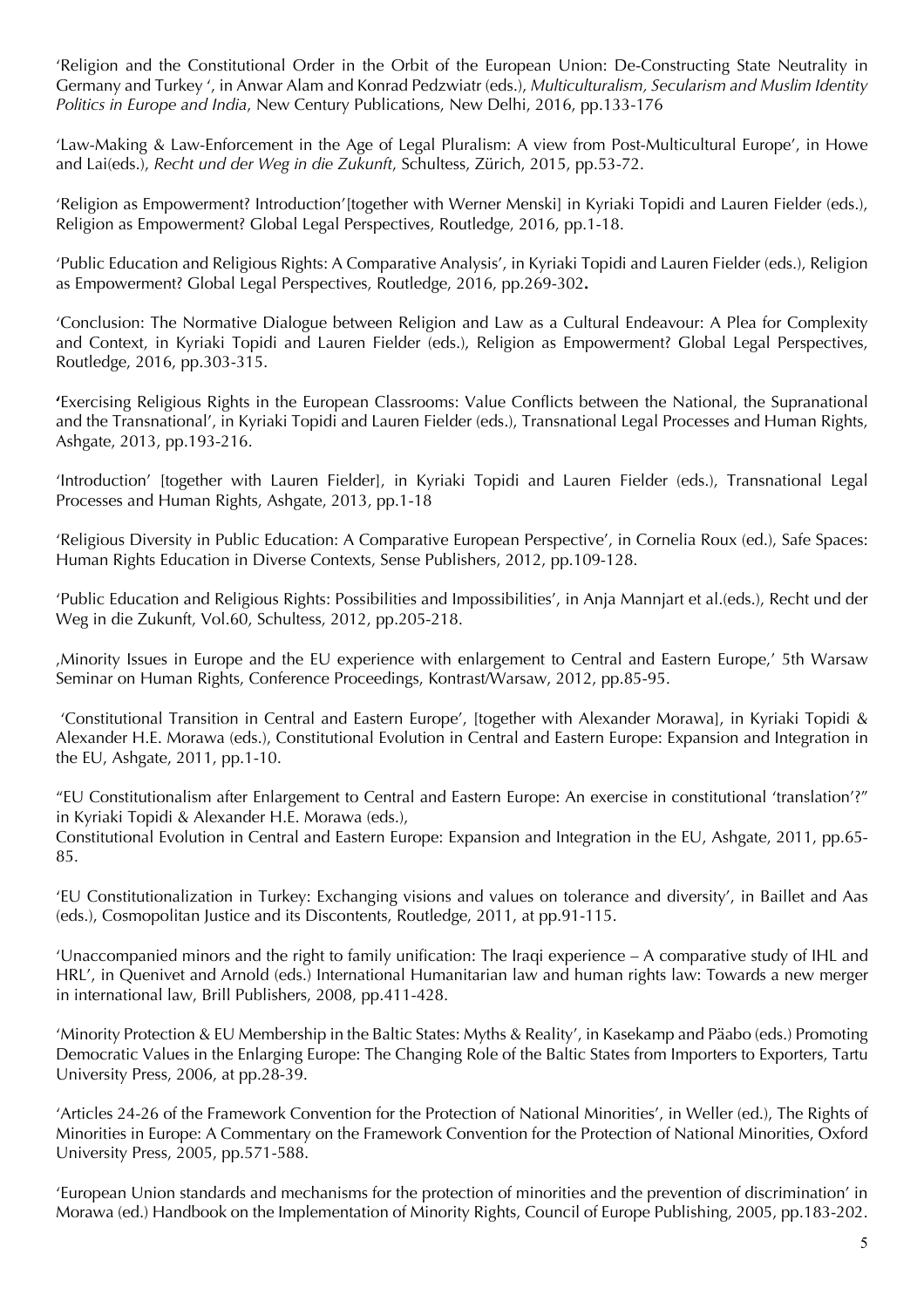'Religion and the Constitutional Order in the Orbit of the European Union: De-Constructing State Neutrality in Germany and Turkey ', in Anwar Alam and Konrad Pedzwiatr (eds.), *Multiculturalism, Secularism and Muslim Identity Politics in Europe and India*, New Century Publications, New Delhi, 2016, pp.133-176

'Law-Making & Law-Enforcement in the Age of Legal Pluralism: A view from Post-Multicultural Europe', in Howe and Lai(eds.), *Recht und der Weg in die Zukunft*, Schultess, Zürich, 2015, pp.53-72.

'Religion as Empowerment? Introduction'[together with Werner Menski] in Kyriaki Topidi and Lauren Fielder (eds.), Religion as Empowerment? Global Legal Perspectives, Routledge, 2016, pp.1-18.

'Public Education and Religious Rights: A Comparative Analysis', in Kyriaki Topidi and Lauren Fielder (eds.), Religion as Empowerment? Global Legal Perspectives, Routledge, 2016, pp.269-302**.**

'Conclusion: The Normative Dialogue between Religion and Law as a Cultural Endeavour: A Plea for Complexity and Context, in Kyriaki Topidi and Lauren Fielder (eds.), Religion as Empowerment? Global Legal Perspectives, Routledge, 2016, pp.303-315.

**'**Exercising Religious Rights in the European Classrooms: Value Conflicts between the National, the Supranational and the Transnational', in Kyriaki Topidi and Lauren Fielder (eds.), Transnational Legal Processes and Human Rights, Ashgate, 2013, pp.193-216.

'Introduction' [together with Lauren Fielder], in Kyriaki Topidi and Lauren Fielder (eds.), Transnational Legal Processes and Human Rights, Ashgate, 2013, pp.1-18

'Religious Diversity in Public Education: A Comparative European Perspective', in Cornelia Roux (ed.), Safe Spaces: Human Rights Education in Diverse Contexts, Sense Publishers, 2012, pp.109-128.

'Public Education and Religious Rights: Possibilities and Impossibilities', in Anja Mannjart et al.(eds.), Recht und der Weg in die Zukunft, Vol.60, Schultess, 2012, pp.205-218.

‚Minority Issues in Europe and the EU experience with enlargement to Central and Eastern Europe,' 5th Warsaw Seminar on Human Rights, Conference Proceedings, Kontrast/Warsaw, 2012, pp.85-95.

'Constitutional Transition in Central and Eastern Europe', [together with Alexander Morawa], in Kyriaki Topidi & Alexander H.E. Morawa (eds.), Constitutional Evolution in Central and Eastern Europe: Expansion and Integration in the EU, Ashgate, 2011, pp.1-10.

"EU Constitutionalism after Enlargement to Central and Eastern Europe: An exercise in constitutional 'translation'?" in Kyriaki Topidi & Alexander H.E. Morawa (eds.),
Constitutional Evolution in Central and Eastern Europe: Expansion and Integration in the EU, Ashgate, 2011, pp.65-85.

'EU Constitutionalization in Turkey: Exchanging visions and values on tolerance and diversity', in Baillet and Aas (eds.), Cosmopolitan Justice and its Discontents, Routledge, 2011, at pp.91-115.

'Unaccompanied minors and the right to family unification: The Iraqi experience – A comparative study of IHL and HRL', in Quenivet and Arnold (eds.) International Humanitarian law and human rights law: Towards a new merger in international law, Brill Publishers, 2008, pp.411-428.

'Minority Protection & EU Membership in the Baltic States: Myths & Reality', in Kasekamp and Pääbo (eds.) Promoting Democratic Values in the Enlarging Europe: The Changing Role of the Baltic States from Importers to Exporters, Tartu University Press, 2006, at pp.28-39.

'Articles 24-26 of the Framework Convention for the Protection of National Minorities', in Weller (ed.), The Rights of Minorities in Europe: A Commentary on the Framework Convention for the Protection of National Minorities, Oxford University Press, 2005, pp.571-588.

'European Union standards and mechanisms for the protection of minorities and the prevention of discrimination' in Morawa (ed.) Handbook on the Implementation of Minority Rights, Council of Europe Publishing, 2005, pp.183-202.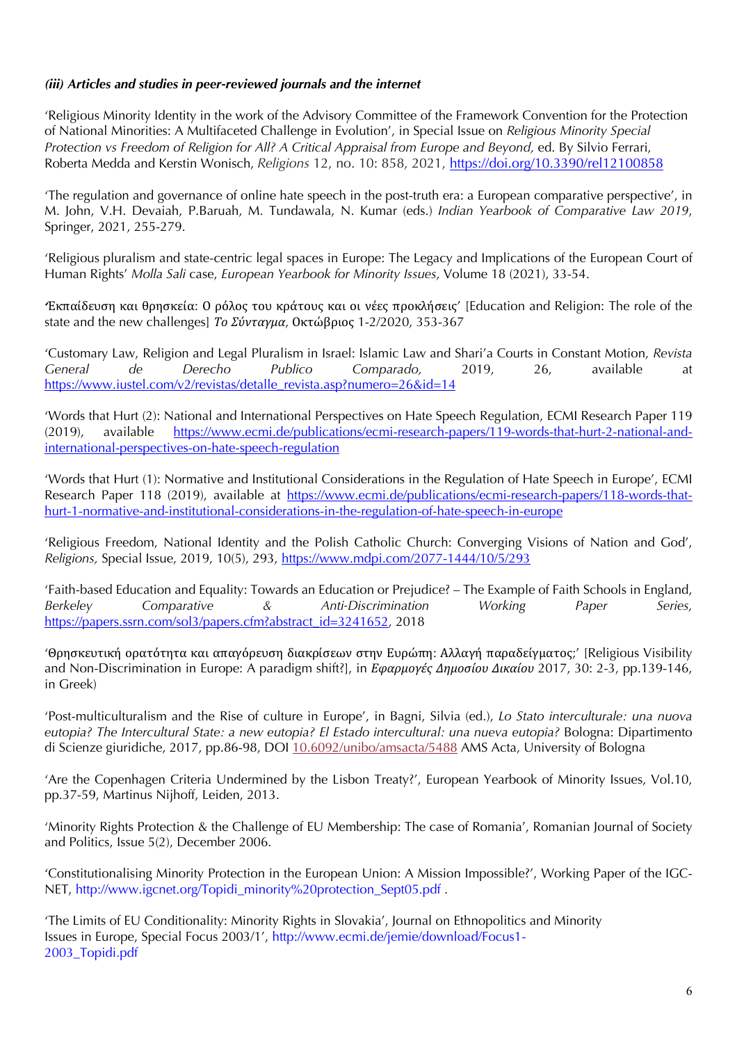***(iii) Articles and studies in peer-reviewed journals and the internet***

'Religious Minority Identity in the work of the Advisory Committee of the Framework Convention for the Protection of National Minorities: A Multifaceted Challenge in Evolution', in Special Issue on *Religious Minority Special Protection vs Freedom of Religion for All? A Critical Appraisal from Europe and Beyond,* ed. By Silvio Ferrari, Roberta Medda and Kerstin Wonisch, *Religions* 12, no. 10: 858, 2021, https://doi.org/10.3390/rel12100858

'The regulation and governance of online hate speech in the post-truth era: a European comparative perspective', in M. John, V.H. Devaiah, P.Baruah, M. Tundawala, N. Kumar (eds.) *Indian Yearbook of Comparative Law 2019*, Springer, 2021, 255-279.

'Religious pluralism and state-centric legal spaces in Europe: The Legacy and Implications of the European Court of Human Rights' *Molla Sali* case, *European Yearbook for Minority Issues*, Volume 18 (2021), 33-54.

'Εκπαίδευση και θρησκεία: Ο ρόλος του κράτους και οι νέες προκλήσεις' [Education and Religion: The role of the state and the new challenges] *Το Σύνταγμα*, Οκτώβριος 1-2/2020, 353-367

'Customary Law, Religion and Legal Pluralism in Israel: Islamic Law and Shari'a Courts in Constant Motion, *Revista General de Derecho Publico Comparado,* 2019, 26, available at https://www.iustel.com/v2/revistas/detalle_revista.asp?numero=26&id=14

'Words that Hurt (2): National and International Perspectives on Hate Speech Regulation, ECMI Research Paper 119 (2019), available https://www.ecmi.de/publications/ecmi-research-papers/119-words-that-hurt-2-national-and-international-perspectives-on-hate-speech-regulation

'Words that Hurt (1): Normative and Institutional Considerations in the Regulation of Hate Speech in Europe', ECMI Research Paper 118 (2019), available at https://www.ecmi.de/publications/ecmi-research-papers/118-words-that-hurt-1-normative-and-institutional-considerations-in-the-regulation-of-hate-speech-in-europe

'Religious Freedom, National Identity and the Polish Catholic Church: Converging Visions of Nation and God', *Religions,* Special Issue, 2019, 10(5), 293, https://www.mdpi.com/2077-1444/10/5/293

'Faith-based Education and Equality: Towards an Education or Prejudice? – The Example of Faith Schools in England, *Berkeley Comparative & Anti-Discrimination Working Paper Series,* https://papers.ssrn.com/sol3/papers.cfm?abstract_id=3241652, 2018

'Θρησκευτική ορατότητα και απαγόρευση διακρίσεων στην Ευρώπη: Αλλαγή παραδείγματος;' [Religious Visibility and Non-Discrimination in Europe: A paradigm shift?], in *Εφαρμογές Δημοσίου Δικαίου* 2017, 30: 2-3, pp.139-146, in Greek)

'Post-multiculturalism and the Rise of culture in Europe', in Bagni, Silvia (ed.), *Lo Stato interculturale: una nuova eutopia? The Intercultural State: a new eutopia? El Estado intercultural: una nueva eutopia?* Bologna: Dipartimento di Scienze giuridiche, 2017, pp.86-98, DOI 10.6092/unibo/amsacta/5488 AMS Acta, University of Bologna

'Are the Copenhagen Criteria Undermined by the Lisbon Treaty?', European Yearbook of Minority Issues, Vol.10, pp.37-59, Martinus Nijhoff, Leiden, 2013.

'Minority Rights Protection & the Challenge of EU Membership: The case of Romania', Romanian Journal of Society and Politics, Issue 5(2), December 2006.

'Constitutionalising Minority Protection in the European Union: A Mission Impossible?', Working Paper of the IGC-NET, http://www.igcnet.org/Topidi_minority%20protection_Sept05.pdf .

'The Limits of EU Conditionality: Minority Rights in Slovakia', Journal on Ethnopolitics and Minority Issues in Europe, Special Focus 2003/1', http://www.ecmi.de/jemie/download/Focus1-2003_Topidi.pdf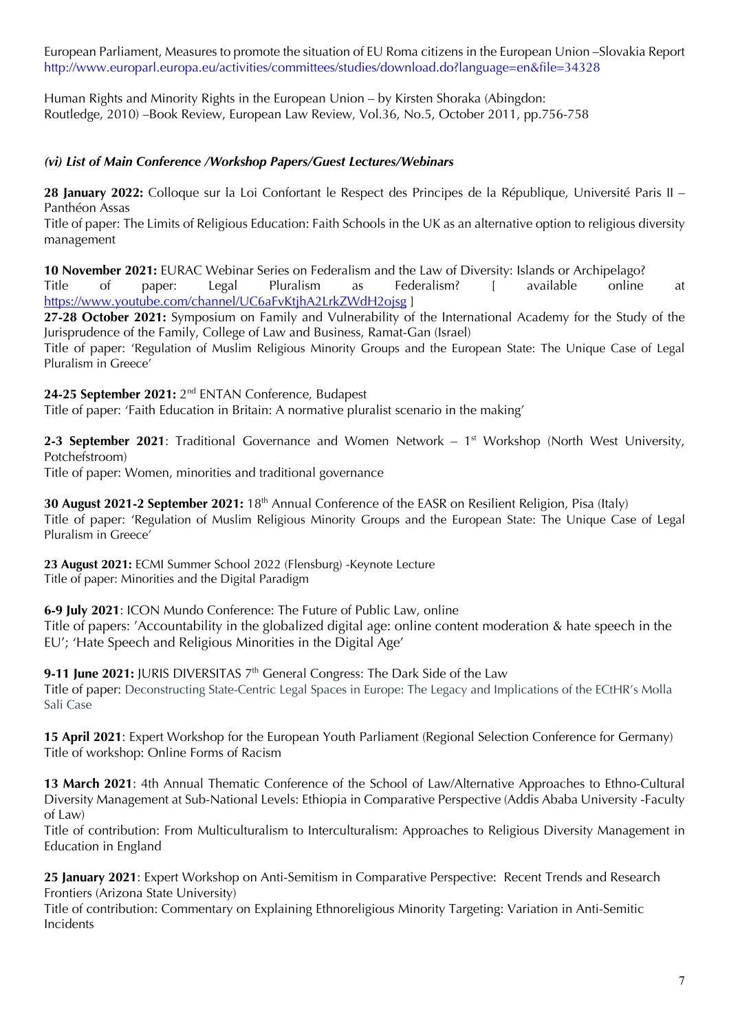European Parliament, Measures to promote the situation of EU Roma citizens in the European Union –Slovakia Report http://www.europarl.europa.eu/activities/committees/studies/download.do?language=en&file=34328

Human Rights and Minority Rights in the European Union – by Kirsten Shoraka (Abingdon: Routledge, 2010) –Book Review, European Law Review, Vol.36, No.5, October 2011, pp.756-758

***(vi) List of Main Conference /Workshop Papers/Guest Lectures/Webinars***

**28 January 2022:** Colloque sur la Loi Confortant le Respect des Principes de la République, Université Paris II – Panthéon Assas
Title of paper: The Limits of Religious Education: Faith Schools in the UK as an alternative option to religious diversity management

**10 November 2021:** EURAC Webinar Series on Federalism and the Law of Diversity: Islands or Archipelago?
Title of paper: Legal Pluralism as Federalism? [ available online at https://www.youtube.com/channel/UC6aFvKtjhA2LrkZWdH2ojsg ]

**27-28 October 2021:** Symposium on Family and Vulnerability of the International Academy for the Study of the Jurisprudence of the Family, College of Law and Business, Ramat-Gan (Israel)
Title of paper: 'Regulation of Muslim Religious Minority Groups and the European State: The Unique Case of Legal Pluralism in Greece'

**24-25 September 2021:** 2nd ENTAN Conference, Budapest
Title of paper: 'Faith Education in Britain: A normative pluralist scenario in the making'

**2-3 September 2021**: Traditional Governance and Women Network – 1st Workshop (North West University, Potchefstroom)
Title of paper: Women, minorities and traditional governance

**30 August 2021-2 September 2021:** 18th Annual Conference of the EASR on Resilient Religion, Pisa (Italy)
Title of paper: 'Regulation of Muslim Religious Minority Groups and the European State: The Unique Case of Legal Pluralism in Greece'

**23 August 2021:** ECMI Summer School 2022 (Flensburg) -Keynote Lecture
Title of paper: Minorities and the Digital Paradigm

**6-9 July 2021**: ICON Mundo Conference: The Future of Public Law, online
Title of papers: 'Accountability in the globalized digital age: online content moderation & hate speech in the EU'; 'Hate Speech and Religious Minorities in the Digital Age'

**9-11 June 2021:** JURIS DIVERSITAS 7th General Congress: The Dark Side of the Law
Title of paper: Deconstructing State-Centric Legal Spaces in Europe: The Legacy and Implications of the ECtHR's Molla Sali Case

**15 April 2021**: Expert Workshop for the European Youth Parliament (Regional Selection Conference for Germany)
Title of workshop: Online Forms of Racism

**13 March 2021**: 4th Annual Thematic Conference of the School of Law/Alternative Approaches to Ethno-Cultural Diversity Management at Sub-National Levels: Ethiopia in Comparative Perspective (Addis Ababa University -Faculty of Law)
Title of contribution: From Multiculturalism to Interculturalism: Approaches to Religious Diversity Management in Education in England

**25 January 2021**: Expert Workshop on Anti-Semitism in Comparative Perspective: Recent Trends and Research Frontiers (Arizona State University)
Title of contribution: Commentary on Explaining Ethnoreligious Minority Targeting: Variation in Anti-Semitic Incidents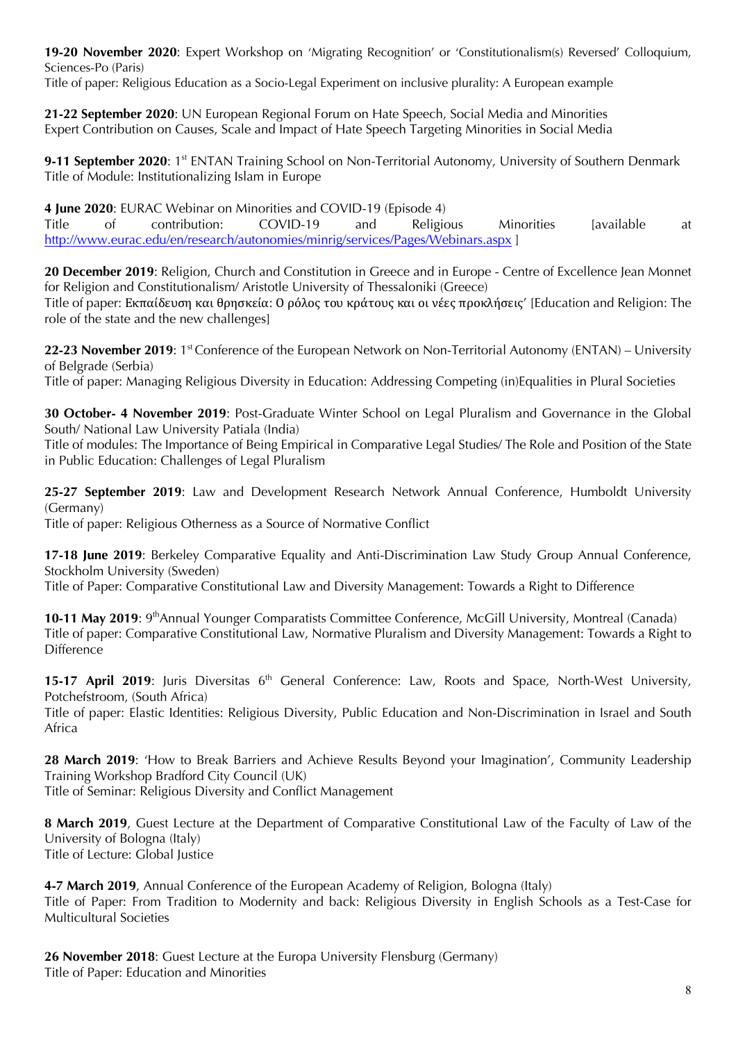**19-20 November 2020**: Expert Workshop on 'Migrating Recognition' or 'Constitutionalism(s) Reversed' Colloquium, Sciences-Po (Paris)
Title of paper: Religious Education as a Socio-Legal Experiment on inclusive plurality: A European example

**21-22 September 2020**: UN European Regional Forum on Hate Speech, Social Media and Minorities
Expert Contribution on Causes, Scale and Impact of Hate Speech Targeting Minorities in Social Media

**9-11 September 2020**: 1st ENTAN Training School on Non-Territorial Autonomy, University of Southern Denmark
Title of Module: Institutionalizing Islam in Europe

**4 June 2020**: EURAC Webinar on Minorities and COVID-19 (Episode 4)
Title of contribution: COVID-19 and Religious Minorities [available at http://www.eurac.edu/en/research/autonomies/minrig/services/Pages/Webinars.aspx ]

**20 December 2019**: Religion, Church and Constitution in Greece and in Europe - Centre of Excellence Jean Monnet for Religion and Constitutionalism/ Aristotle University of Thessaloniki (Greece)
Title of paper: Εκπαίδευση και θρησκεία: Ο ρόλος του κράτους και οι νέες προκλήσεις' [Education and Religion: The role of the state and the new challenges]

**22-23 November 2019**: 1st Conference of the European Network on Non-Territorial Autonomy (ENTAN) – University of Belgrade (Serbia)
Title of paper: Managing Religious Diversity in Education: Addressing Competing (in)Equalities in Plural Societies

**30 October- 4 November 2019**: Post-Graduate Winter School on Legal Pluralism and Governance in the Global South/ National Law University Patiala (India)
Title of modules: The Importance of Being Empirical in Comparative Legal Studies/ The Role and Position of the State in Public Education: Challenges of Legal Pluralism

**25-27 September 2019**: Law and Development Research Network Annual Conference, Humboldt University (Germany)
Title of paper: Religious Otherness as a Source of Normative Conflict

**17-18 June 2019**: Berkeley Comparative Equality and Anti-Discrimination Law Study Group Annual Conference, Stockholm University (Sweden)
Title of Paper: Comparative Constitutional Law and Diversity Management: Towards a Right to Difference

**10-11 May 2019**: 9th Annual Younger Comparatists Committee Conference, McGill University, Montreal (Canada)
Title of paper: Comparative Constitutional Law, Normative Pluralism and Diversity Management: Towards a Right to Difference

**15-17 April 2019**: Juris Diversitas 6th General Conference: Law, Roots and Space, North-West University, Potchefstroom, (South Africa)
Title of paper: Elastic Identities: Religious Diversity, Public Education and Non-Discrimination in Israel and South Africa

**28 March 2019**: 'How to Break Barriers and Achieve Results Beyond your Imagination', Community Leadership Training Workshop Bradford City Council (UK)
Title of Seminar: Religious Diversity and Conflict Management

**8 March 2019**, Guest Lecture at the Department of Comparative Constitutional Law of the Faculty of Law of the University of Bologna (Italy)
Title of Lecture: Global Justice

**4-7 March 2019**, Annual Conference of the European Academy of Religion, Bologna (Italy)
Title of Paper: From Tradition to Modernity and back: Religious Diversity in English Schools as a Test-Case for Multicultural Societies

**26 November 2018**: Guest Lecture at the Europa University Flensburg (Germany)
Title of Paper: Education and Minorities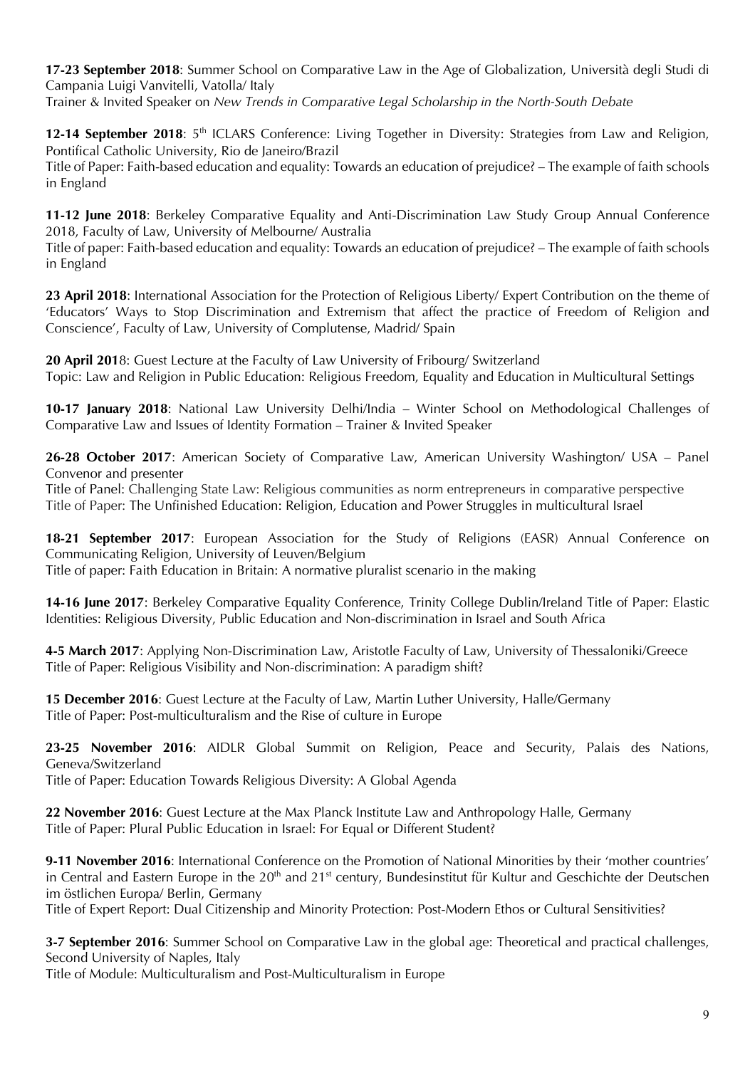**17-23 September 2018**: Summer School on Comparative Law in the Age of Globalization, Università degli Studi di Campania Luigi Vanvitelli, Vatolla/ Italy
Trainer & Invited Speaker on *New Trends in Comparative Legal Scholarship in the North-South Debate*

**12-14 September 2018**: 5th ICLARS Conference: Living Together in Diversity: Strategies from Law and Religion, Pontifical Catholic University, Rio de Janeiro/Brazil
Title of Paper: Faith-based education and equality: Towards an education of prejudice? – The example of faith schools in England

**11-12 June 2018**: Berkeley Comparative Equality and Anti-Discrimination Law Study Group Annual Conference 2018, Faculty of Law, University of Melbourne/ Australia
Title of paper: Faith-based education and equality: Towards an education of prejudice? – The example of faith schools in England

**23 April 2018**: International Association for the Protection of Religious Liberty/ Expert Contribution on the theme of 'Educators' Ways to Stop Discrimination and Extremism that affect the practice of Freedom of Religion and Conscience', Faculty of Law, University of Complutense, Madrid/ Spain

**20 April 2018**: Guest Lecture at the Faculty of Law University of Fribourg/ Switzerland
Topic: Law and Religion in Public Education: Religious Freedom, Equality and Education in Multicultural Settings

**10-17 January 2018**: National Law University Delhi/India – Winter School on Methodological Challenges of Comparative Law and Issues of Identity Formation – Trainer & Invited Speaker

**26-28 October 2017**: American Society of Comparative Law, American University Washington/ USA – Panel Convenor and presenter
Title of Panel: Challenging State Law: Religious communities as norm entrepreneurs in comparative perspective
Title of Paper: The Unfinished Education: Religion, Education and Power Struggles in multicultural Israel

**18-21 September 2017**: European Association for the Study of Religions (EASR) Annual Conference on Communicating Religion, University of Leuven/Belgium
Title of paper: Faith Education in Britain: A normative pluralist scenario in the making

**14-16 June 2017**: Berkeley Comparative Equality Conference, Trinity College Dublin/Ireland Title of Paper: Elastic Identities: Religious Diversity, Public Education and Non-discrimination in Israel and South Africa

**4-5 March 2017**: Applying Non-Discrimination Law, Aristotle Faculty of Law, University of Thessaloniki/Greece
Title of Paper: Religious Visibility and Non-discrimination: A paradigm shift?

**15 December 2016**: Guest Lecture at the Faculty of Law, Martin Luther University, Halle/Germany
Title of Paper: Post-multiculturalism and the Rise of culture in Europe

**23-25 November 2016**: AIDLR Global Summit on Religion, Peace and Security, Palais des Nations, Geneva/Switzerland
Title of Paper: Education Towards Religious Diversity: A Global Agenda

**22 November 2016**: Guest Lecture at the Max Planck Institute Law and Anthropology Halle, Germany
Title of Paper: Plural Public Education in Israel: For Equal or Different Student?

**9-11 November 2016**: International Conference on the Promotion of National Minorities by their 'mother countries' in Central and Eastern Europe in the 20th and 21st century, Bundesinstitut für Kultur and Geschichte der Deutschen im östlichen Europa/ Berlin, Germany
Title of Expert Report: Dual Citizenship and Minority Protection: Post-Modern Ethos or Cultural Sensitivities?

**3-7 September 2016**: Summer School on Comparative Law in the global age: Theoretical and practical challenges, Second University of Naples, Italy
Title of Module: Multiculturalism and Post-Multiculturalism in Europe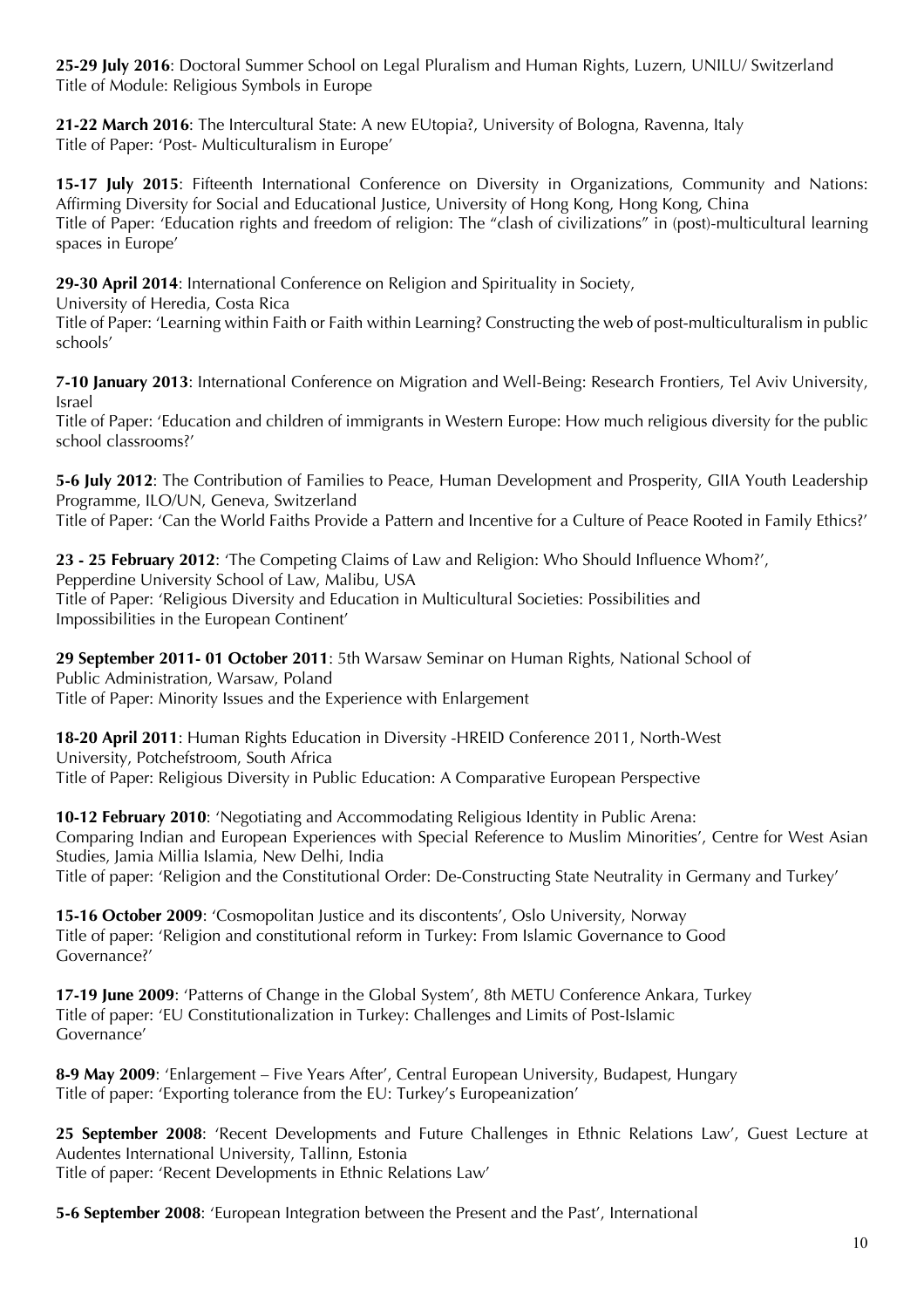**25-29 July 2016**: Doctoral Summer School on Legal Pluralism and Human Rights, Luzern, UNILU/ Switzerland
Title of Module: Religious Symbols in Europe

**21-22 March 2016**: The Intercultural State: A new EUtopia?, University of Bologna, Ravenna, Italy
Title of Paper: 'Post- Multiculturalism in Europe'

**15-17 July 2015**: Fifteenth International Conference on Diversity in Organizations, Community and Nations: Affirming Diversity for Social and Educational Justice, University of Hong Kong, Hong Kong, China
Title of Paper: 'Education rights and freedom of religion: The "clash of civilizations" in (post)-multicultural learning spaces in Europe'

**29-30 April 2014**: International Conference on Religion and Spirituality in Society,
University of Heredia, Costa Rica
Title of Paper: 'Learning within Faith or Faith within Learning? Constructing the web of post-multiculturalism in public schools'

**7-10 January 2013**: International Conference on Migration and Well-Being: Research Frontiers, Tel Aviv University, Israel
Title of Paper: 'Education and children of immigrants in Western Europe: How much religious diversity for the public school classrooms?'

**5-6 July 2012**: The Contribution of Families to Peace, Human Development and Prosperity, GIIA Youth Leadership Programme, ILO/UN, Geneva, Switzerland
Title of Paper: 'Can the World Faiths Provide a Pattern and Incentive for a Culture of Peace Rooted in Family Ethics?'

**23 - 25 February 2012**: 'The Competing Claims of Law and Religion: Who Should Influence Whom?',
Pepperdine University School of Law, Malibu, USA
Title of Paper: 'Religious Diversity and Education in Multicultural Societies: Possibilities and
Impossibilities in the European Continent'

**29 September 2011- 01 October 2011**: 5th Warsaw Seminar on Human Rights, National School of
Public Administration, Warsaw, Poland
Title of Paper: Minority Issues and the Experience with Enlargement

**18-20 April 2011**: Human Rights Education in Diversity -HREID Conference 2011, North-West
University, Potchefstroom, South Africa
Title of Paper: Religious Diversity in Public Education: A Comparative European Perspective

**10-12 February 2010**: 'Negotiating and Accommodating Religious Identity in Public Arena:
Comparing Indian and European Experiences with Special Reference to Muslim Minorities', Centre for West Asian Studies, Jamia Millia Islamia, New Delhi, India
Title of paper: 'Religion and the Constitutional Order: De-Constructing State Neutrality in Germany and Turkey'

**15-16 October 2009**: 'Cosmopolitan Justice and its discontents', Oslo University, Norway
Title of paper: 'Religion and constitutional reform in Turkey: From Islamic Governance to Good
Governance?'

**17-19 June 2009**: 'Patterns of Change in the Global System', 8th METU Conference Ankara, Turkey
Title of paper: 'EU Constitutionalization in Turkey: Challenges and Limits of Post-Islamic
Governance'

**8-9 May 2009**: 'Enlargement – Five Years After', Central European University, Budapest, Hungary
Title of paper: 'Exporting tolerance from the EU: Turkey's Europeanization'

**25 September 2008**: 'Recent Developments and Future Challenges in Ethnic Relations Law', Guest Lecture at Audentes International University, Tallinn, Estonia
Title of paper: 'Recent Developments in Ethnic Relations Law'

**5-6 September 2008**: 'European Integration between the Present and the Past', International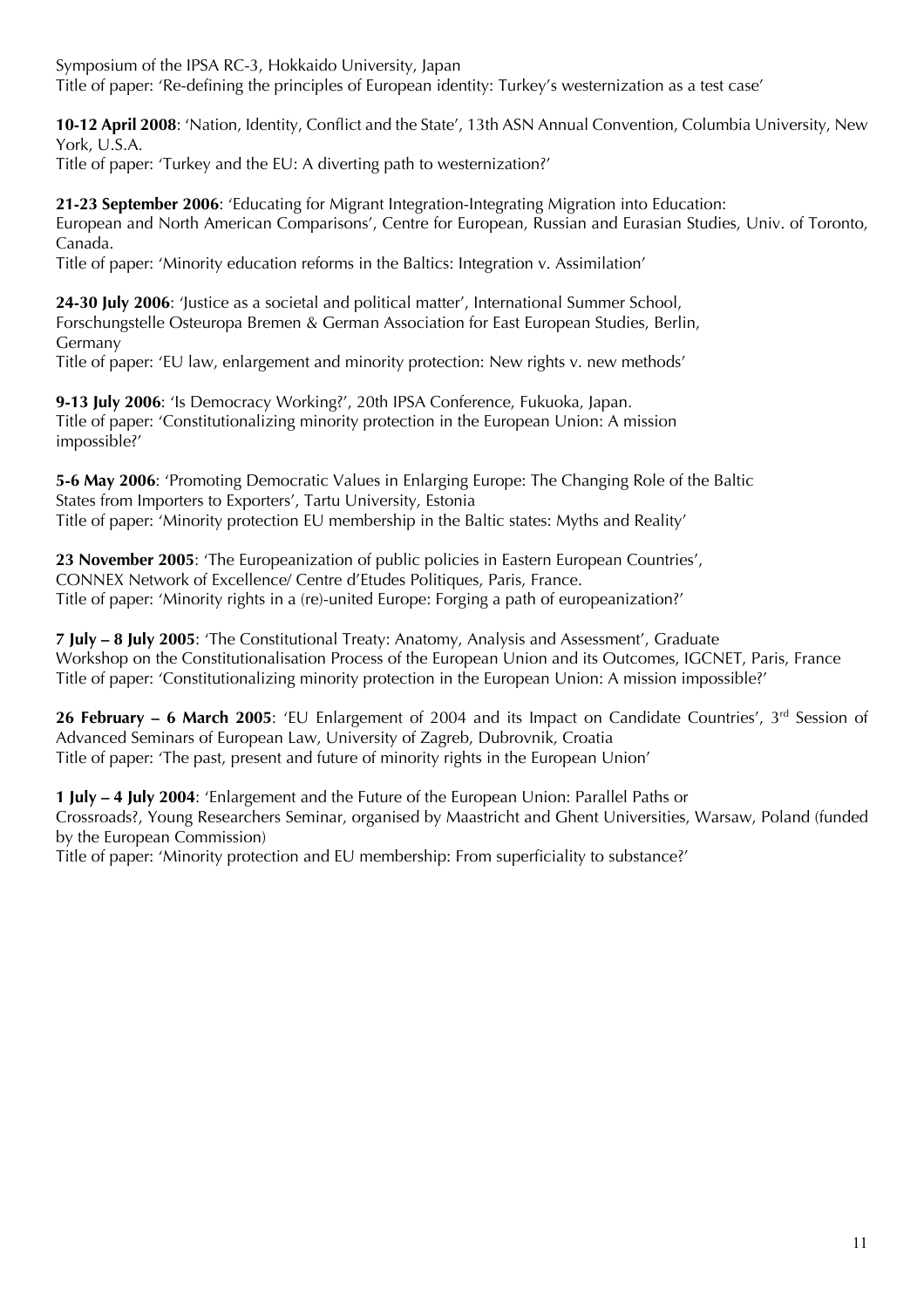Symposium of the IPSA RC-3, Hokkaido University, Japan
Title of paper: 'Re-defining the principles of European identity: Turkey's westernization as a test case'

**10-12 April 2008**: 'Nation, Identity, Conflict and the State', 13th ASN Annual Convention, Columbia University, New York, U.S.A.
Title of paper: 'Turkey and the EU: A diverting path to westernization?'

**21-23 September 2006**: 'Educating for Migrant Integration-Integrating Migration into Education: European and North American Comparisons', Centre for European, Russian and Eurasian Studies, Univ. of Toronto, Canada.
Title of paper: 'Minority education reforms in the Baltics: Integration v. Assimilation'

**24-30 July 2006**: 'Justice as a societal and political matter', International Summer School, Forschungstelle Osteuropa Bremen & German Association for East European Studies, Berlin, Germany
Title of paper: 'EU law, enlargement and minority protection: New rights v. new methods'

**9-13 July 2006**: 'Is Democracy Working?', 20th IPSA Conference, Fukuoka, Japan.
Title of paper: 'Constitutionalizing minority protection in the European Union: A mission impossible?'

**5-6 May 2006**: 'Promoting Democratic Values in Enlarging Europe: The Changing Role of the Baltic States from Importers to Exporters', Tartu University, Estonia
Title of paper: 'Minority protection EU membership in the Baltic states: Myths and Reality'

**23 November 2005**: 'The Europeanization of public policies in Eastern European Countries', CONNEX Network of Excellence/ Centre d'Etudes Politiques, Paris, France.
Title of paper: 'Minority rights in a (re)-united Europe: Forging a path of europeanization?'

**7 July – 8 July 2005**: 'The Constitutional Treaty: Anatomy, Analysis and Assessment', Graduate Workshop on the Constitutionalisation Process of the European Union and its Outcomes, IGCNET, Paris, France
Title of paper: 'Constitutionalizing minority protection in the European Union: A mission impossible?'

**26 February – 6 March 2005**: 'EU Enlargement of 2004 and its Impact on Candidate Countries', 3rd Session of Advanced Seminars of European Law, University of Zagreb, Dubrovnik, Croatia
Title of paper: 'The past, present and future of minority rights in the European Union'

**1 July – 4 July 2004**: 'Enlargement and the Future of the European Union: Parallel Paths or Crossroads?, Young Researchers Seminar, organised by Maastricht and Ghent Universities, Warsaw, Poland (funded by the European Commission)
Title of paper: 'Minority protection and EU membership: From superficiality to substance?'